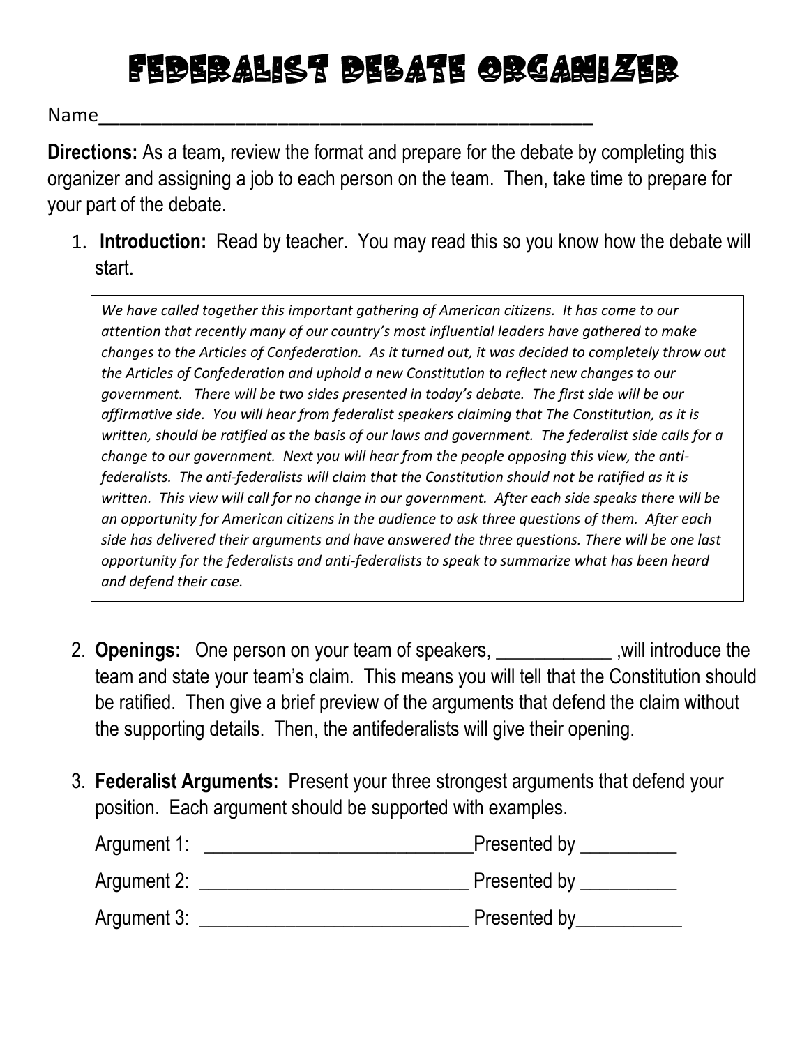# Federalist Debate Organizer

Name_____________________________________________________

**Directions:** As a team, review the format and prepare for the debate by completing this organizer and assigning a job to each person on the team. Then, take time to prepare for your part of the debate.

1. **Introduction:** Read by teacher. You may read this so you know how the debate will start.

   *We have called together this important gathering of American citizens. It has come to our attention that recently many of our country's most influential leaders have gathered to make changes to the Articles of Confederation. As it turned out, it was decided to completely throw out the Articles of Confederation and uphold a new Constitution to reflect new changes to our government. There will be two sides presented in today's debate. The first side will be our affirmative side. You will hear from federalist speakers claiming that The Constitution, as it is written, should be ratified as the basis of our laws and government. The federalist side calls for a change to our government. Next you will hear from the people opposing this view, the anti-federalists. The anti-federalists will claim that the Constitution should not be ratified as it is written. This view will call for no change in our government. After each side speaks there will be an opportunity for American citizens in the audience to ask three questions of them. After each side has delivered their arguments and have answered the three questions. There will be one last opportunity for the federalists and anti-federalists to speak to summarize what has been heard and defend their case.*

2. **Openings:** One person on your team of speakers, ____________ ,will introduce the team and state your team's claim. This means you will tell that the Constitution should be ratified. Then give a brief preview of the arguments that defend the claim without the supporting details. Then, the antifederalists will give their opening.

3. **Federalist Arguments:** Present your three strongest arguments that defend your position. Each argument should be supported with examples.

   Argument 1: ____________________________Presented by __________

   Argument 2: ____________________________ Presented by __________

   Argument 3: ____________________________ Presented by___________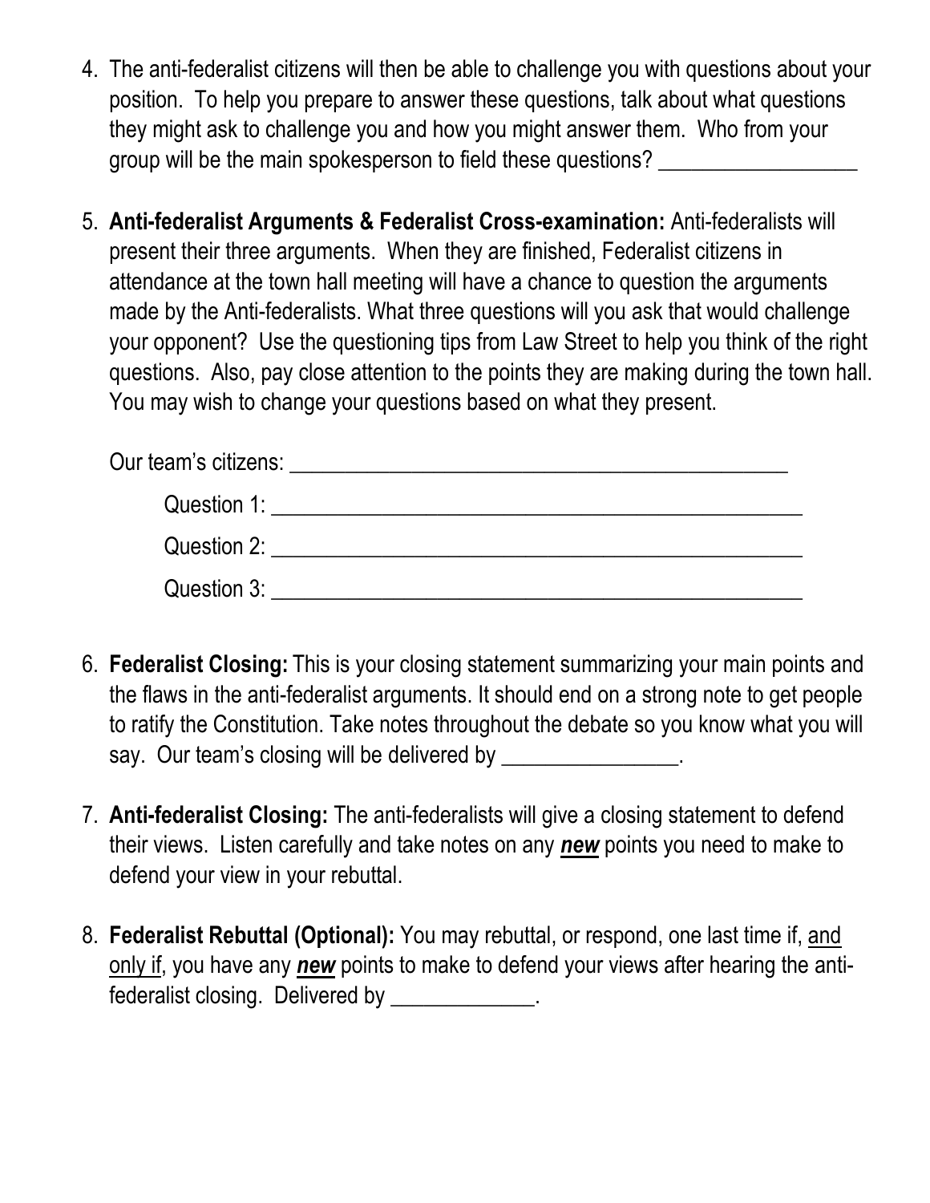4. The anti-federalist citizens will then be able to challenge you with questions about your position. To help you prepare to answer these questions, talk about what questions they might ask to challenge you and how you might answer them. Who from your group will be the main spokesperson to field these questions? ___________________

5. **Anti-federalist Arguments & Federalist Cross-examination:** Anti-federalists will present their three arguments. When they are finished, Federalist citizens in attendance at the town hall meeting will have a chance to question the arguments made by the Anti-federalists. What three questions will you ask that would challenge your opponent? Use the questioning tips from Law Street to help you think of the right questions. Also, pay close attention to the points they are making during the town hall. You may wish to change your questions based on what they present.

   Our team's citizens: ________________________________________________

   Question 1: ________________________________________________

   Question 2: ________________________________________________

   Question 3: ________________________________________________

6. **Federalist Closing:** This is your closing statement summarizing your main points and the flaws in the anti-federalist arguments. It should end on a strong note to get people to ratify the Constitution. Take notes throughout the debate so you know what you will say. Our team's closing will be delivered by ________________.

7. **Anti-federalist Closing:** The anti-federalists will give a closing statement to defend their views. Listen carefully and take notes on any ***new*** points you need to make to defend your view in your rebuttal.

8. **Federalist Rebuttal (Optional):** You may rebuttal, or respond, one last time if, <u>and only if</u>, you have any ***new*** points to make to defend your views after hearing the anti-federalist closing. Delivered by _____________.